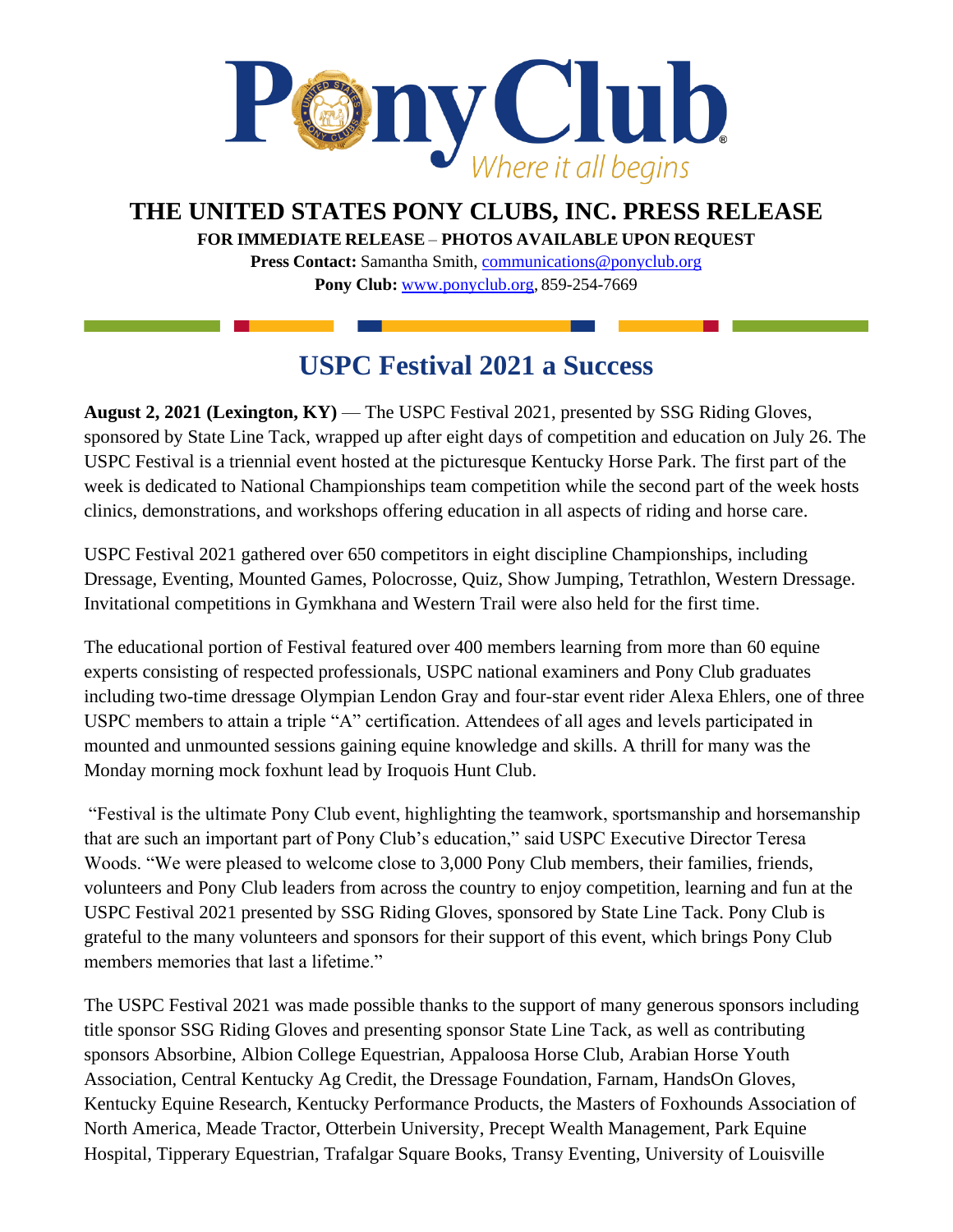Pony Club

*Where it all begins*

# THE UNITED STATES PONY CLUBS, INC. PRESS RELEASE

**FOR IMMEDIATE RELEASE** – **PHOTOS AVAILABLE UPON REQUEST**

**Press Contact:** Samantha Smith, communications@ponyclub.org

**Pony Club:** www.ponyclub.org, 859-254-7669

## USPC Festival 2021 a Success

**August 2, 2021 (Lexington, KY)** — The USPC Festival 2021, presented by SSG Riding Gloves, sponsored by State Line Tack, wrapped up after eight days of competition and education on July 26. The USPC Festival is a triennial event hosted at the picturesque Kentucky Horse Park. The first part of the week is dedicated to National Championships team competition while the second part of the week hosts clinics, demonstrations, and workshops offering education in all aspects of riding and horse care.

USPC Festival 2021 gathered over 650 competitors in eight discipline Championships, including Dressage, Eventing, Mounted Games, Polocrosse, Quiz, Show Jumping, Tetrathlon, Western Dressage. Invitational competitions in Gymkhana and Western Trail were also held for the first time.

The educational portion of Festival featured over 400 members learning from more than 60 equine experts consisting of respected professionals, USPC national examiners and Pony Club graduates including two-time dressage Olympian Lendon Gray and four-star event rider Alexa Ehlers, one of three USPC members to attain a triple "A" certification. Attendees of all ages and levels participated in mounted and unmounted sessions gaining equine knowledge and skills. A thrill for many was the Monday morning mock foxhunt lead by Iroquois Hunt Club.

"Festival is the ultimate Pony Club event, highlighting the teamwork, sportsmanship and horsemanship that are such an important part of Pony Club's education," said USPC Executive Director Teresa Woods. "We were pleased to welcome close to 3,000 Pony Club members, their families, friends, volunteers and Pony Club leaders from across the country to enjoy competition, learning and fun at the USPC Festival 2021 presented by SSG Riding Gloves, sponsored by State Line Tack. Pony Club is grateful to the many volunteers and sponsors for their support of this event, which brings Pony Club members memories that last a lifetime."

The USPC Festival 2021 was made possible thanks to the support of many generous sponsors including title sponsor SSG Riding Gloves and presenting sponsor State Line Tack, as well as contributing sponsors Absorbine, Albion College Equestrian, Appaloosa Horse Club, Arabian Horse Youth Association, Central Kentucky Ag Credit, the Dressage Foundation, Farnam, HandsOn Gloves, Kentucky Equine Research, Kentucky Performance Products, the Masters of Foxhounds Association of North America, Meade Tractor, Otterbein University, Precept Wealth Management, Park Equine Hospital, Tipperary Equestrian, Trafalgar Square Books, Transy Eventing, University of Louisville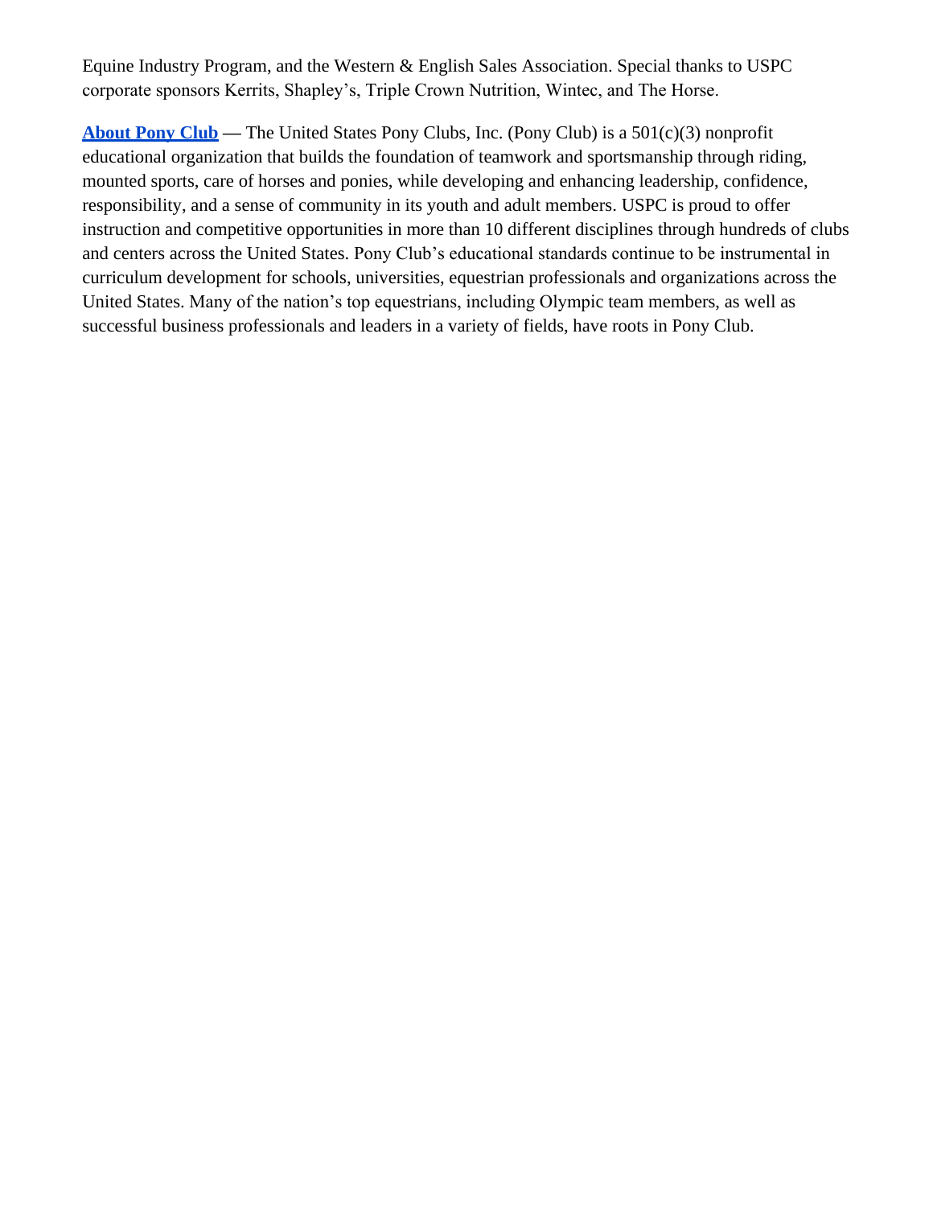Equine Industry Program, and the Western & English Sales Association. Special thanks to USPC corporate sponsors Kerrits, Shapley's, Triple Crown Nutrition, Wintec, and The Horse.

**About Pony Club** — The United States Pony Clubs, Inc. (Pony Club) is a 501(c)(3) nonprofit educational organization that builds the foundation of teamwork and sportsmanship through riding, mounted sports, care of horses and ponies, while developing and enhancing leadership, confidence, responsibility, and a sense of community in its youth and adult members. USPC is proud to offer instruction and competitive opportunities in more than 10 different disciplines through hundreds of clubs and centers across the United States. Pony Club's educational standards continue to be instrumental in curriculum development for schools, universities, equestrian professionals and organizations across the United States. Many of the nation's top equestrians, including Olympic team members, as well as successful business professionals and leaders in a variety of fields, have roots in Pony Club.